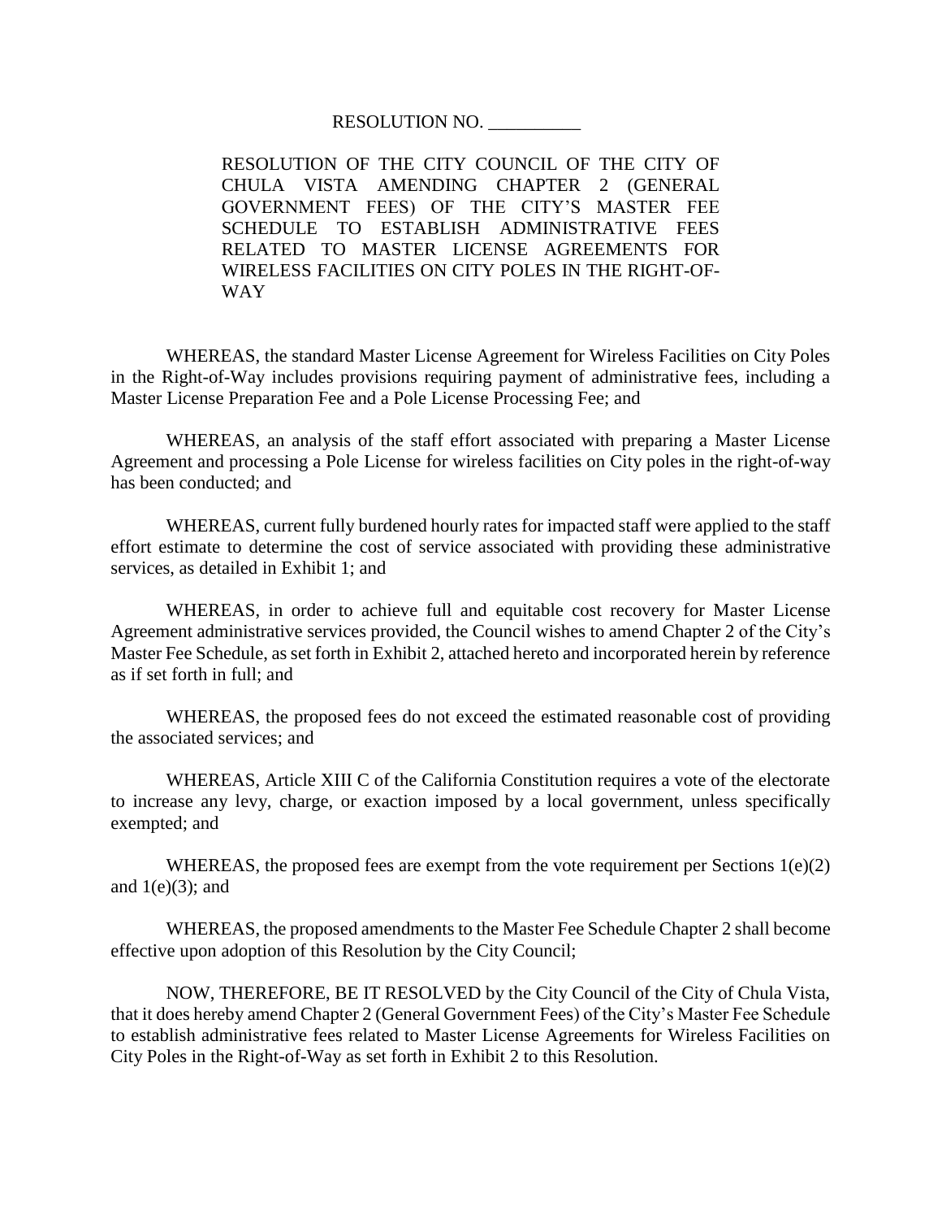RESOLUTION NO. __________

RESOLUTION OF THE CITY COUNCIL OF THE CITY OF CHULA VISTA AMENDING CHAPTER 2 (GENERAL GOVERNMENT FEES) OF THE CITY'S MASTER FEE SCHEDULE TO ESTABLISH ADMINISTRATIVE FEES RELATED TO MASTER LICENSE AGREEMENTS FOR WIRELESS FACILITIES ON CITY POLES IN THE RIGHT-OF-WAY

WHEREAS, the standard Master License Agreement for Wireless Facilities on City Poles in the Right-of-Way includes provisions requiring payment of administrative fees, including a Master License Preparation Fee and a Pole License Processing Fee; and

WHEREAS, an analysis of the staff effort associated with preparing a Master License Agreement and processing a Pole License for wireless facilities on City poles in the right-of-way has been conducted; and

WHEREAS, current fully burdened hourly rates for impacted staff were applied to the staff effort estimate to determine the cost of service associated with providing these administrative services, as detailed in Exhibit 1; and

WHEREAS, in order to achieve full and equitable cost recovery for Master License Agreement administrative services provided, the Council wishes to amend Chapter 2 of the City's Master Fee Schedule, as set forth in Exhibit 2, attached hereto and incorporated herein by reference as if set forth in full; and

WHEREAS, the proposed fees do not exceed the estimated reasonable cost of providing the associated services; and

WHEREAS, Article XIII C of the California Constitution requires a vote of the electorate to increase any levy, charge, or exaction imposed by a local government, unless specifically exempted; and

WHEREAS, the proposed fees are exempt from the vote requirement per Sections 1(e)(2) and 1(e)(3); and

WHEREAS, the proposed amendments to the Master Fee Schedule Chapter 2 shall become effective upon adoption of this Resolution by the City Council;

NOW, THEREFORE, BE IT RESOLVED by the City Council of the City of Chula Vista, that it does hereby amend Chapter 2 (General Government Fees) of the City's Master Fee Schedule to establish administrative fees related to Master License Agreements for Wireless Facilities on City Poles in the Right-of-Way as set forth in Exhibit 2 to this Resolution.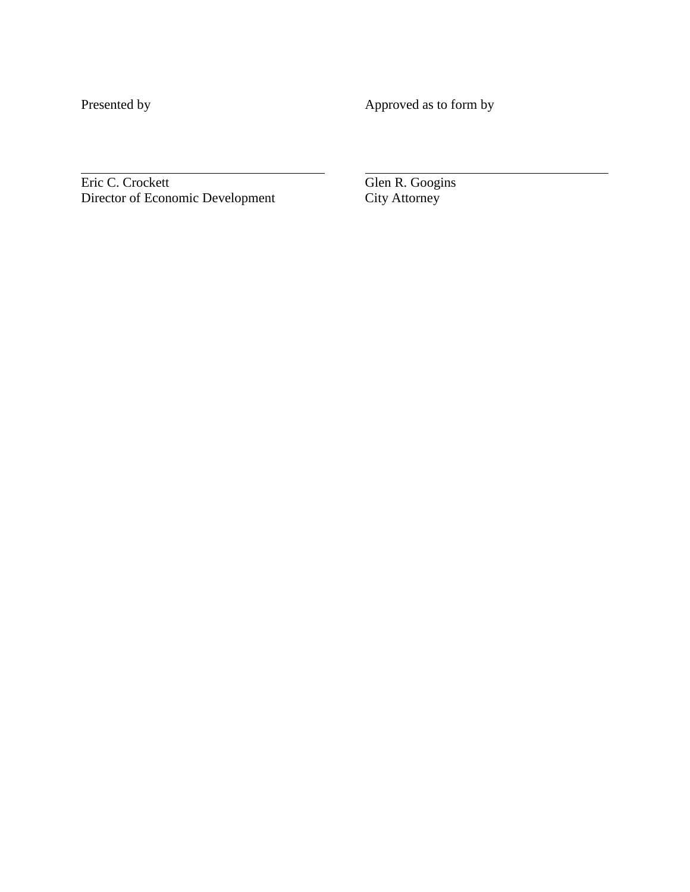Presented by

\_\_\_\_\_\_\_\_\_\_\_\_\_\_\_\_\_\_\_\_\_\_\_\_\_\_\_\_\_\_\_\_\_\_\_\_

Eric C. Crockett
Director of Economic Development

Approved as to form by

\_\_\_\_\_\_\_\_\_\_\_\_\_\_\_\_\_\_\_\_\_\_\_\_\_\_\_\_\_\_\_\_\_\_\_\_

Glen R. Googins
City Attorney